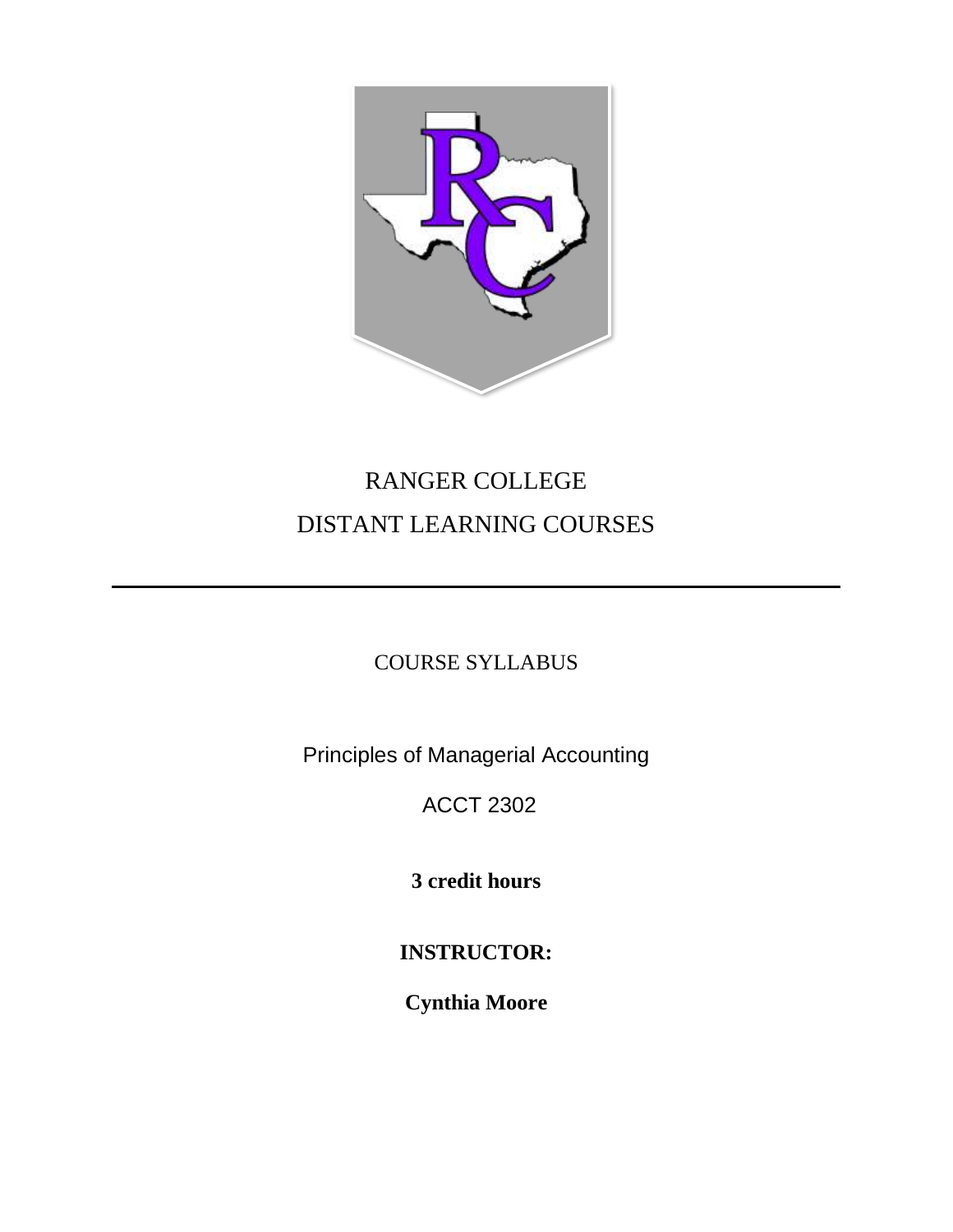# RANGER COLLEGE

# DISTANT LEARNING COURSES

---

## COURSE SYLLABUS

Principles of Managerial Accounting

ACCT 2302

**3 credit hours**

**INSTRUCTOR:**

**Cynthia Moore**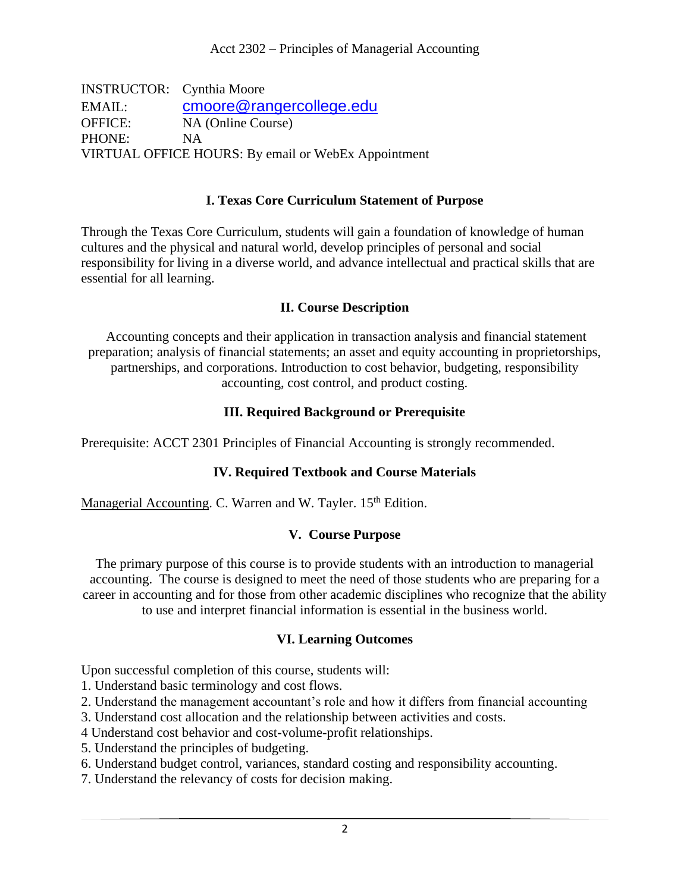Acct 2302 – Principles of Managerial Accounting

INSTRUCTOR: Cynthia Moore
EMAIL: cmoore@rangercollege.edu
OFFICE: NA (Online Course)
PHONE: NA
VIRTUAL OFFICE HOURS: By email or WebEx Appointment

## I. Texas Core Curriculum Statement of Purpose

Through the Texas Core Curriculum, students will gain a foundation of knowledge of human cultures and the physical and natural world, develop principles of personal and social responsibility for living in a diverse world, and advance intellectual and practical skills that are essential for all learning.

## II. Course Description

Accounting concepts and their application in transaction analysis and financial statement preparation; analysis of financial statements; an asset and equity accounting in proprietorships, partnerships, and corporations. Introduction to cost behavior, budgeting, responsibility accounting, cost control, and product costing.

## III. Required Background or Prerequisite

Prerequisite: ACCT 2301 Principles of Financial Accounting is strongly recommended.

## IV. Required Textbook and Course Materials

Managerial Accounting. C. Warren and W. Tayler. 15th Edition.

## V. Course Purpose

The primary purpose of this course is to provide students with an introduction to managerial accounting. The course is designed to meet the need of those students who are preparing for a career in accounting and for those from other academic disciplines who recognize that the ability to use and interpret financial information is essential in the business world.

## VI. Learning Outcomes

Upon successful completion of this course, students will:

1. Understand basic terminology and cost flows.
2. Understand the management accountant's role and how it differs from financial accounting
3. Understand cost allocation and the relationship between activities and costs.
4 Understand cost behavior and cost-volume-profit relationships.
5. Understand the principles of budgeting.
6. Understand budget control, variances, standard costing and responsibility accounting.
7. Understand the relevancy of costs for decision making.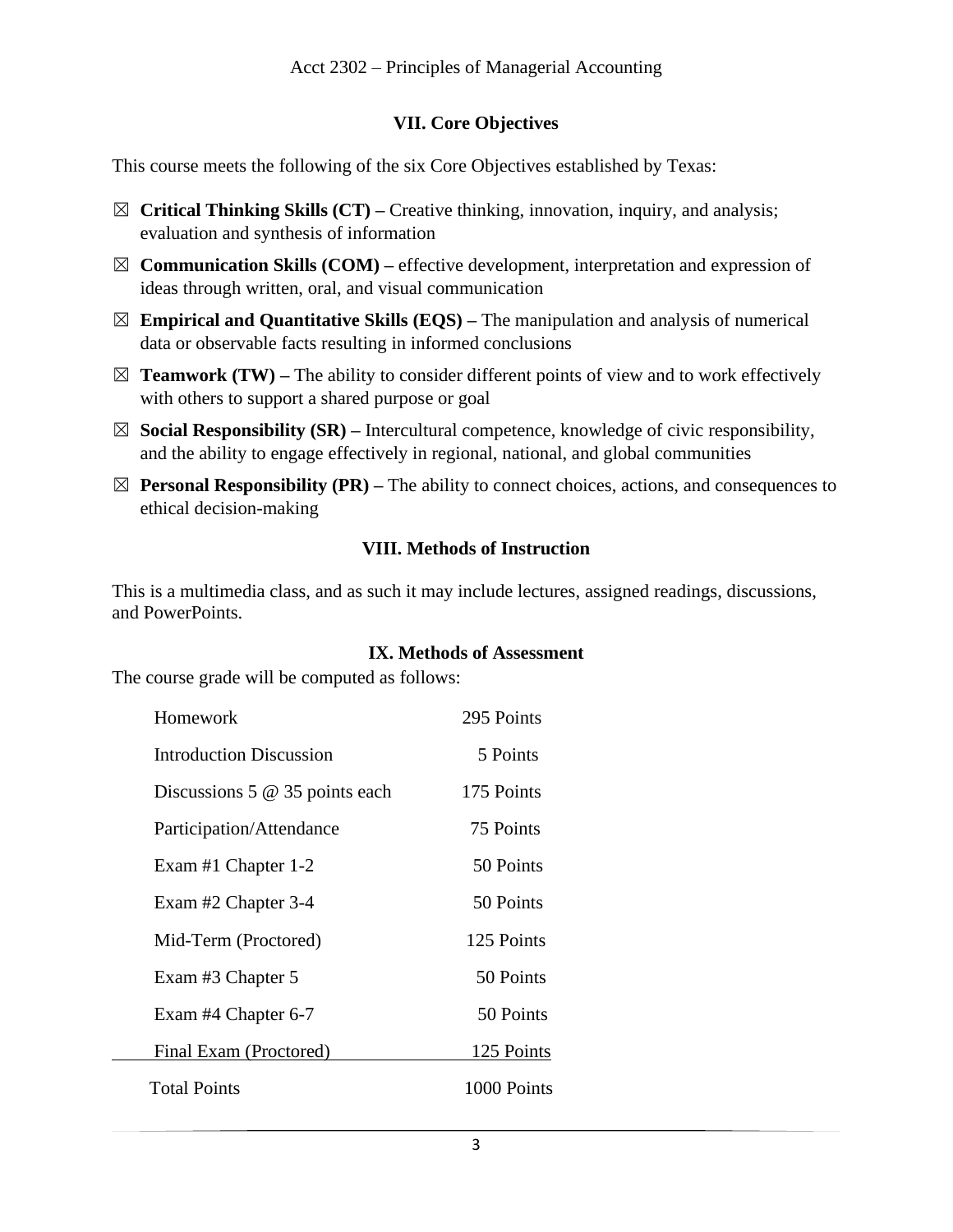## VII. Core Objectives

This course meets the following of the six Core Objectives established by Texas:

- ☒ **Critical Thinking Skills (CT) –** Creative thinking, innovation, inquiry, and analysis; evaluation and synthesis of information
- ☒ **Communication Skills (COM) –** effective development, interpretation and expression of ideas through written, oral, and visual communication
- ☒ **Empirical and Quantitative Skills (EQS) –** The manipulation and analysis of numerical data or observable facts resulting in informed conclusions
- ☒ **Teamwork (TW) –** The ability to consider different points of view and to work effectively with others to support a shared purpose or goal
- ☒ **Social Responsibility (SR) –** Intercultural competence, knowledge of civic responsibility, and the ability to engage effectively in regional, national, and global communities
- ☒ **Personal Responsibility (PR) –** The ability to connect choices, actions, and consequences to ethical decision-making

## VIII. Methods of Instruction

This is a multimedia class, and as such it may include lectures, assigned readings, discussions, and PowerPoints.

## IX. Methods of Assessment

The course grade will be computed as follows:

| Item | Points |
|---|---|
| Homework | 295 Points |
| Introduction Discussion | 5 Points |
| Discussions 5 @ 35 points each | 175 Points |
| Participation/Attendance | 75 Points |
| Exam #1 Chapter 1-2 | 50 Points |
| Exam #2 Chapter 3-4 | 50 Points |
| Mid-Term (Proctored) | 125 Points |
| Exam #3 Chapter 5 | 50 Points |
| Exam #4 Chapter 6-7 | 50 Points |
| Final Exam (Proctored) | 125 Points |
| Total Points | 1000 Points |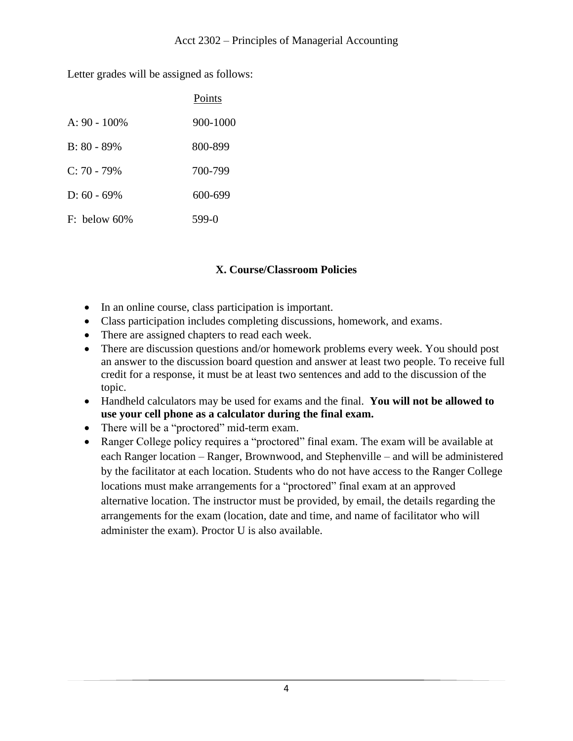Letter grades will be assigned as follows:

| | Points |
|---|---|
| A: 90 - 100% | 900-1000 |
| B: 80 - 89% | 800-899 |
| C: 70 - 79% | 700-799 |
| D: 60 - 69% | 600-699 |
| F: below 60% | 599-0 |

## X. Course/Classroom Policies

- In an online course, class participation is important.
- Class participation includes completing discussions, homework, and exams.
- There are assigned chapters to read each week.
- There are discussion questions and/or homework problems every week. You should post an answer to the discussion board question and answer at least two people. To receive full credit for a response, it must be at least two sentences and add to the discussion of the topic.
- Handheld calculators may be used for exams and the final. **You will not be allowed to use your cell phone as a calculator during the final exam.**
- There will be a "proctored" mid-term exam.
- Ranger College policy requires a "proctored" final exam. The exam will be available at each Ranger location – Ranger, Brownwood, and Stephenville – and will be administered by the facilitator at each location. Students who do not have access to the Ranger College locations must make arrangements for a "proctored" final exam at an approved alternative location. The instructor must be provided, by email, the details regarding the arrangements for the exam (location, date and time, and name of facilitator who will administer the exam). Proctor U is also available.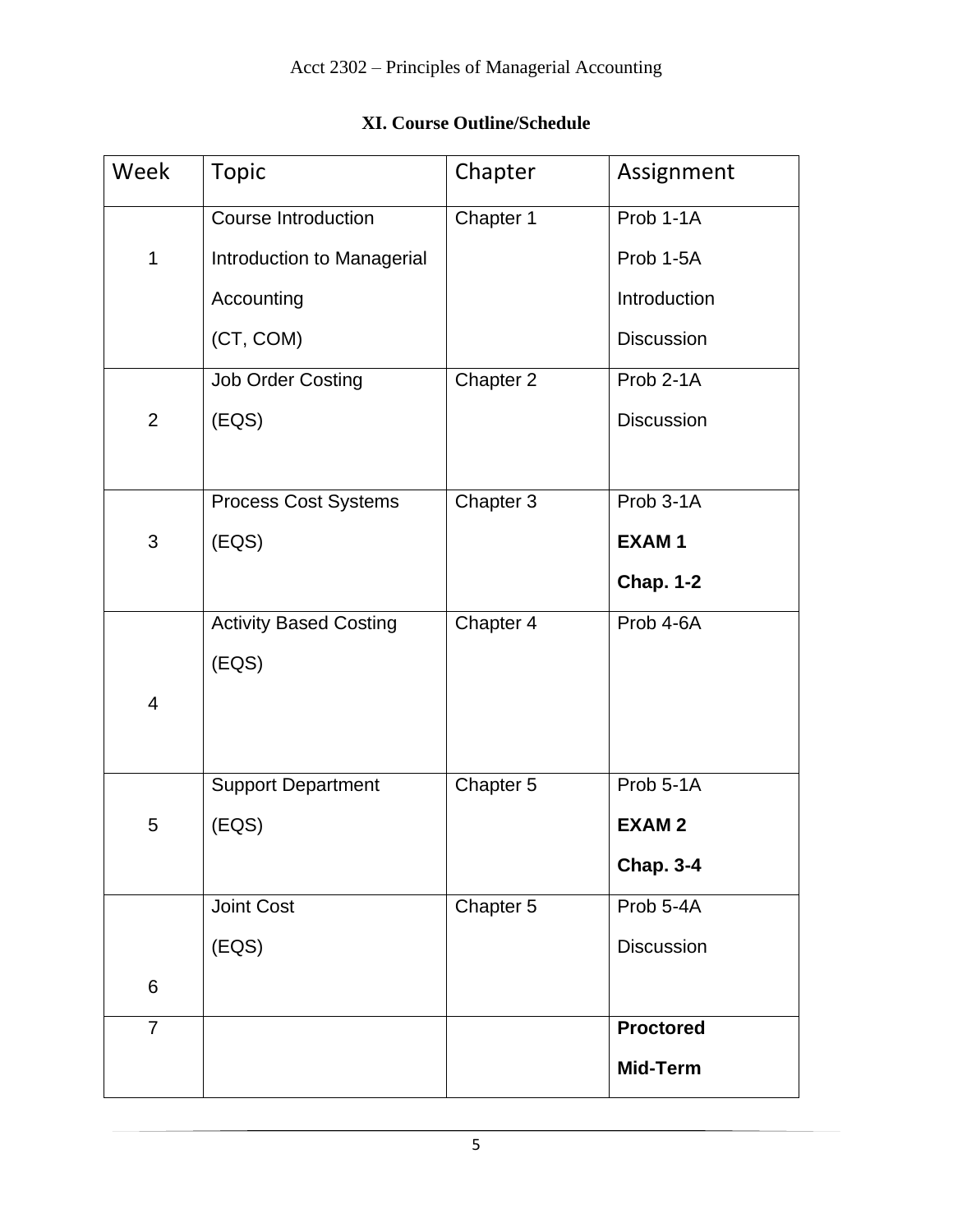## XI. Course Outline/Schedule

| Week | Topic | Chapter | Assignment |
|---|---|---|---|
| 1 | Course Introduction Introduction to Managerial Accounting (CT, COM) | Chapter 1 | Prob 1-1A Prob 1-5A Introduction Discussion |
| 2 | Job Order Costing (EQS) | Chapter 2 | Prob 2-1A Discussion |
| 3 | Process Cost Systems (EQS) | Chapter 3 | Prob 3-1A **EXAM 1** **Chap. 1-2** |
| 4 | Activity Based Costing (EQS) | Chapter 4 | Prob 4-6A |
| 5 | Support Department (EQS) | Chapter 5 | Prob 5-1A **EXAM 2** **Chap. 3-4** |
| 6 | Joint Cost (EQS) | Chapter 5 | Prob 5-4A Discussion |
| 7 | | | **Proctored Mid-Term** |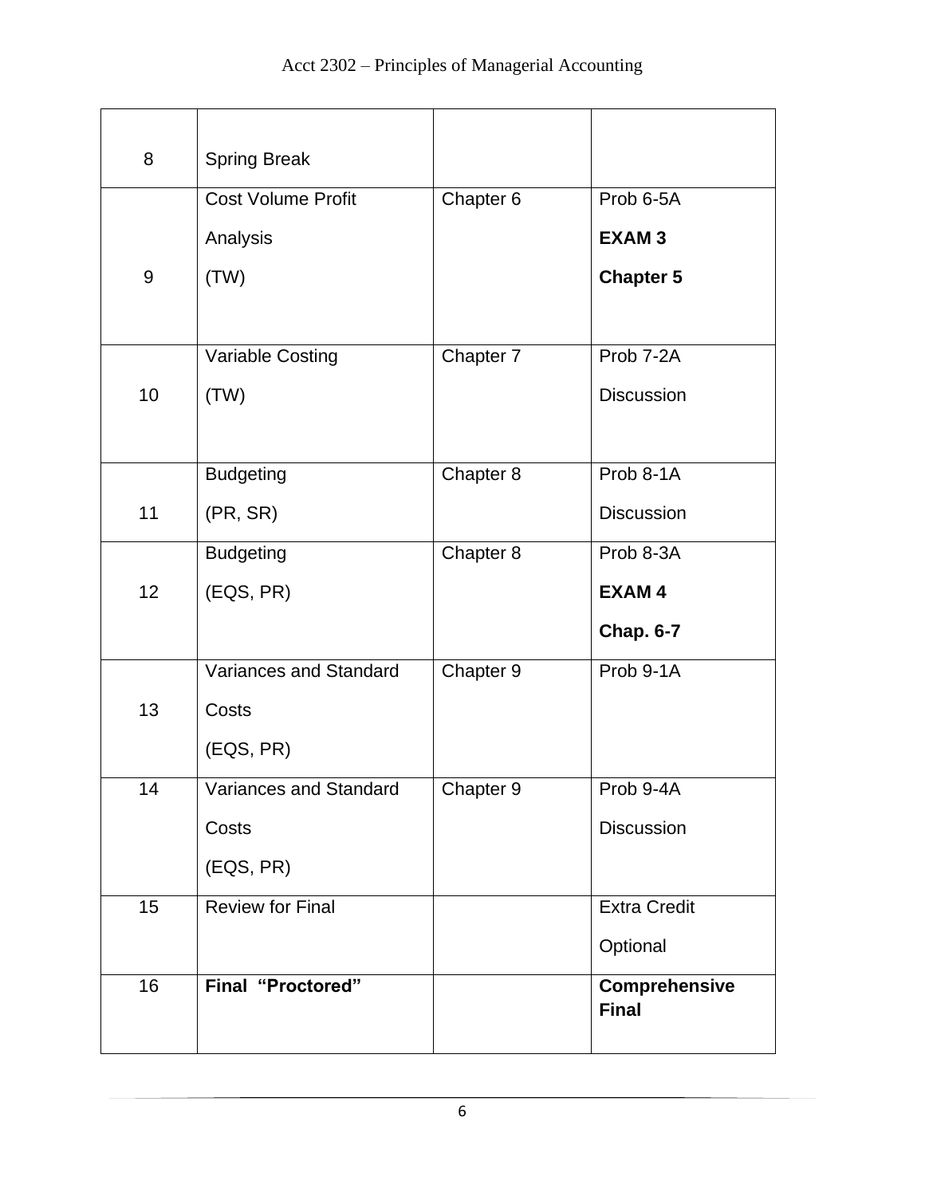| 8 | Spring Break | | |
|---|---|---|---|
| 9 | Cost Volume Profit Analysis (TW) | Chapter 6 | Prob 6-5A **EXAM 3** **Chapter 5** |
| 10 | Variable Costing (TW) | Chapter 7 | Prob 7-2A Discussion |
| 11 | Budgeting (PR, SR) | Chapter 8 | Prob 8-1A Discussion |
| 12 | Budgeting (EQS, PR) | Chapter 8 | Prob 8-3A **EXAM 4** **Chap. 6-7** |
| 13 | Variances and Standard Costs (EQS, PR) | Chapter 9 | Prob 9-1A |
| 14 | Variances and Standard Costs (EQS, PR) | Chapter 9 | Prob 9-4A Discussion |
| 15 | Review for Final | | Extra Credit Optional |
| 16 | **Final “Proctored”** | | **Comprehensive Final** |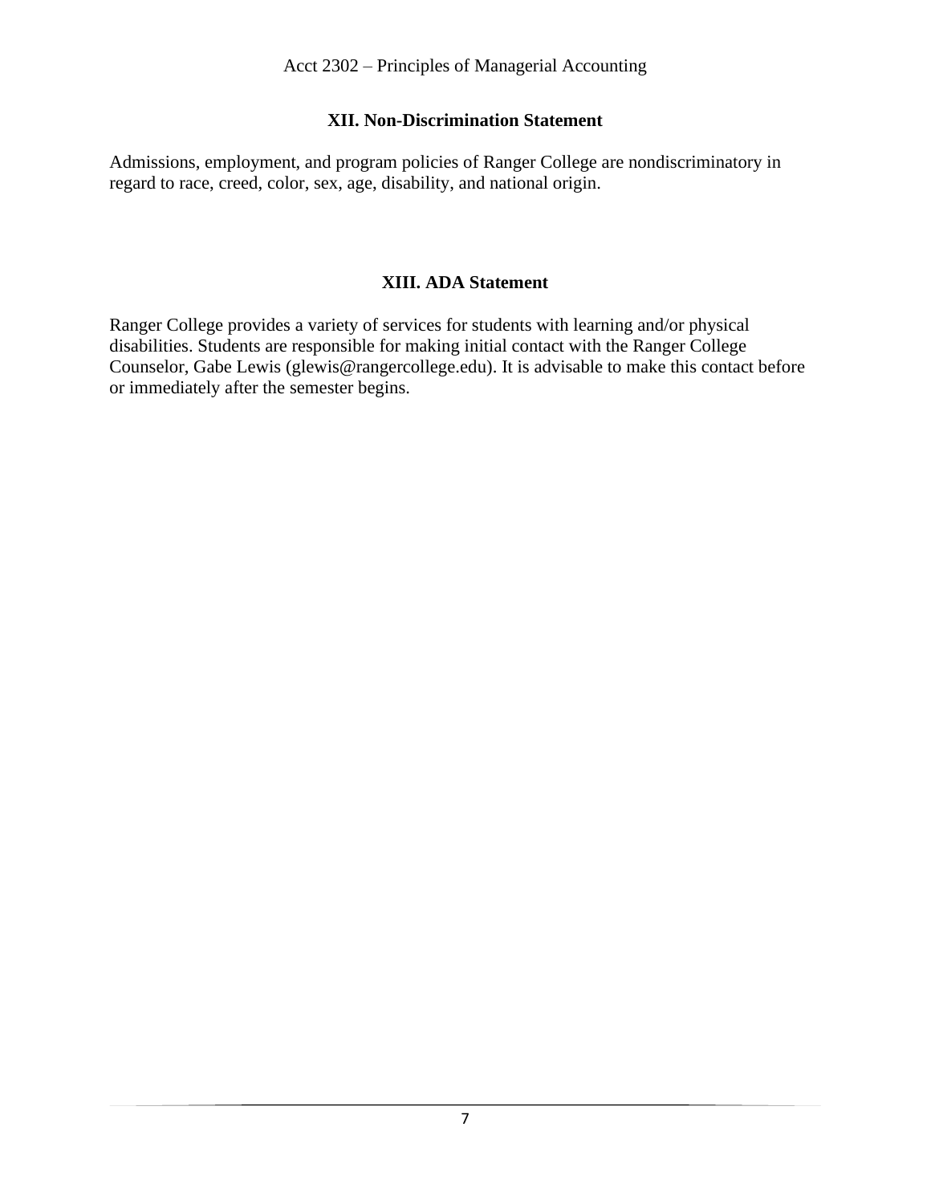## XII. Non-Discrimination Statement

Admissions, employment, and program policies of Ranger College are nondiscriminatory in regard to race, creed, color, sex, age, disability, and national origin.

## XIII. ADA Statement

Ranger College provides a variety of services for students with learning and/or physical disabilities. Students are responsible for making initial contact with the Ranger College Counselor, Gabe Lewis (glewis@rangercollege.edu). It is advisable to make this contact before or immediately after the semester begins.